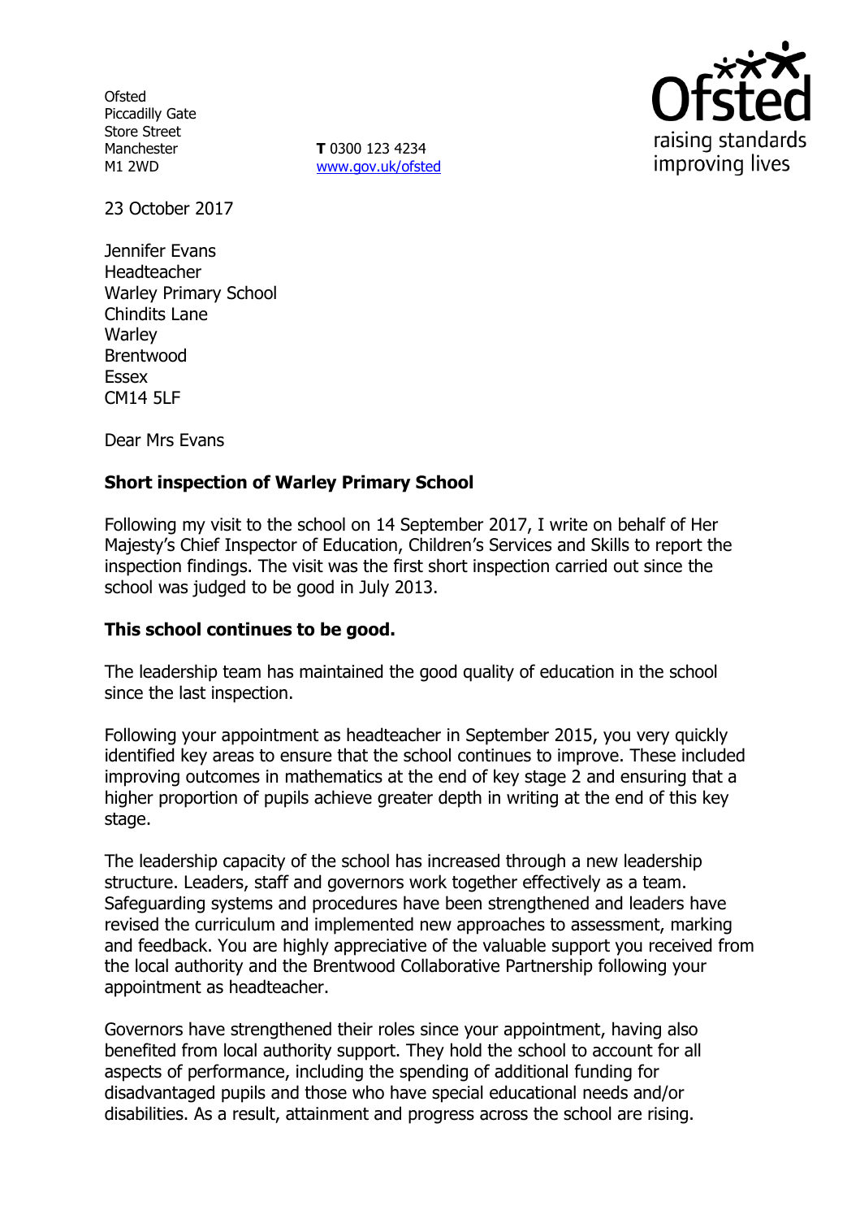Ofsted
Piccadilly Gate
Store Street
Manchester
M1 2WD

**T** 0300 123 4234
www.gov.uk/ofsted

23 October 2017

Jennifer Evans
Headteacher
Warley Primary School
Chindits Lane
Warley
Brentwood
Essex
CM14 5LF

Dear Mrs Evans

**Short inspection of Warley Primary School**

Following my visit to the school on 14 September 2017, I write on behalf of Her Majesty's Chief Inspector of Education, Children's Services and Skills to report the inspection findings. The visit was the first short inspection carried out since the school was judged to be good in July 2013.

**This school continues to be good.**

The leadership team has maintained the good quality of education in the school since the last inspection.

Following your appointment as headteacher in September 2015, you very quickly identified key areas to ensure that the school continues to improve. These included improving outcomes in mathematics at the end of key stage 2 and ensuring that a higher proportion of pupils achieve greater depth in writing at the end of this key stage.

The leadership capacity of the school has increased through a new leadership structure. Leaders, staff and governors work together effectively as a team. Safeguarding systems and procedures have been strengthened and leaders have revised the curriculum and implemented new approaches to assessment, marking and feedback. You are highly appreciative of the valuable support you received from the local authority and the Brentwood Collaborative Partnership following your appointment as headteacher.

Governors have strengthened their roles since your appointment, having also benefited from local authority support. They hold the school to account for all aspects of performance, including the spending of additional funding for disadvantaged pupils and those who have special educational needs and/or disabilities. As a result, attainment and progress across the school are rising.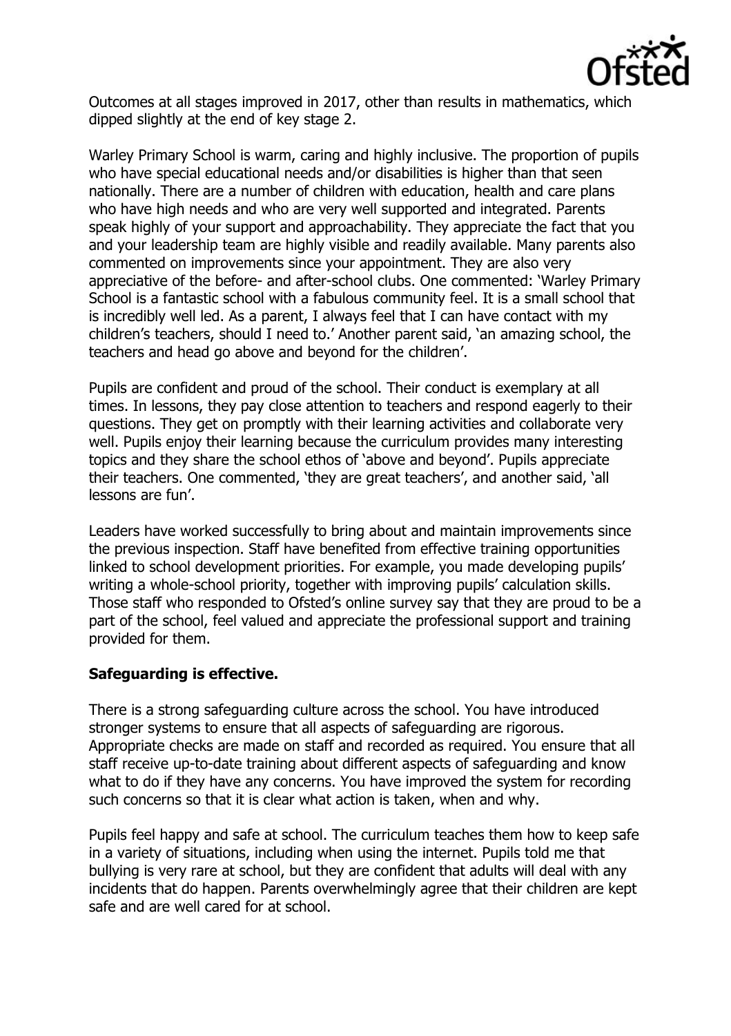Outcomes at all stages improved in 2017, other than results in mathematics, which dipped slightly at the end of key stage 2.

Warley Primary School is warm, caring and highly inclusive. The proportion of pupils who have special educational needs and/or disabilities is higher than that seen nationally. There are a number of children with education, health and care plans who have high needs and who are very well supported and integrated. Parents speak highly of your support and approachability. They appreciate the fact that you and your leadership team are highly visible and readily available. Many parents also commented on improvements since your appointment. They are also very appreciative of the before- and after-school clubs. One commented: 'Warley Primary School is a fantastic school with a fabulous community feel. It is a small school that is incredibly well led. As a parent, I always feel that I can have contact with my children's teachers, should I need to.' Another parent said, 'an amazing school, the teachers and head go above and beyond for the children'.

Pupils are confident and proud of the school. Their conduct is exemplary at all times. In lessons, they pay close attention to teachers and respond eagerly to their questions. They get on promptly with their learning activities and collaborate very well. Pupils enjoy their learning because the curriculum provides many interesting topics and they share the school ethos of 'above and beyond'. Pupils appreciate their teachers. One commented, 'they are great teachers', and another said, 'all lessons are fun'.

Leaders have worked successfully to bring about and maintain improvements since the previous inspection. Staff have benefited from effective training opportunities linked to school development priorities. For example, you made developing pupils' writing a whole-school priority, together with improving pupils' calculation skills. Those staff who responded to Ofsted's online survey say that they are proud to be a part of the school, feel valued and appreciate the professional support and training provided for them.

**Safeguarding is effective.**

There is a strong safeguarding culture across the school. You have introduced stronger systems to ensure that all aspects of safeguarding are rigorous. Appropriate checks are made on staff and recorded as required. You ensure that all staff receive up-to-date training about different aspects of safeguarding and know what to do if they have any concerns. You have improved the system for recording such concerns so that it is clear what action is taken, when and why.

Pupils feel happy and safe at school. The curriculum teaches them how to keep safe in a variety of situations, including when using the internet. Pupils told me that bullying is very rare at school, but they are confident that adults will deal with any incidents that do happen. Parents overwhelmingly agree that their children are kept safe and are well cared for at school.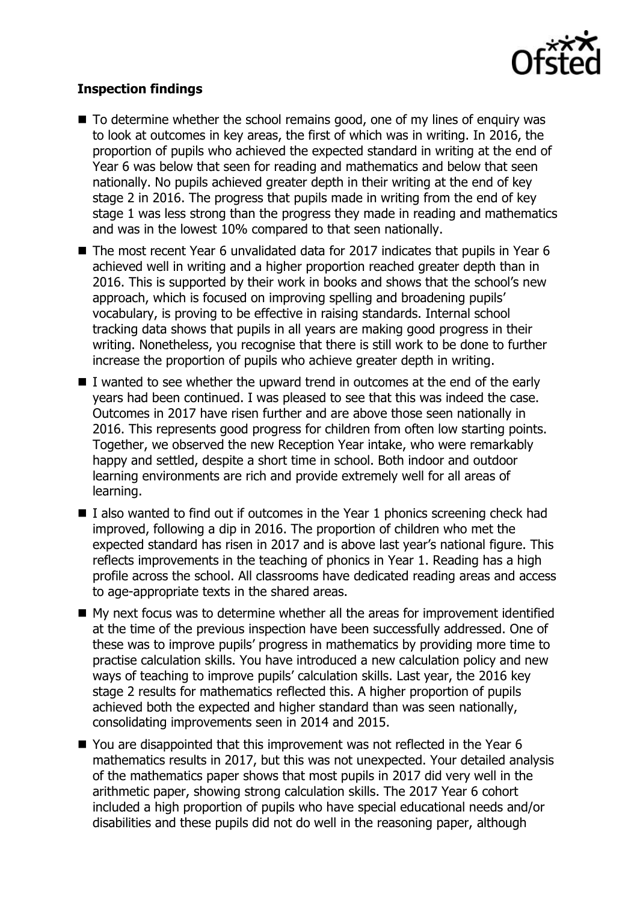**Inspection findings**

- To determine whether the school remains good, one of my lines of enquiry was to look at outcomes in key areas, the first of which was in writing. In 2016, the proportion of pupils who achieved the expected standard in writing at the end of Year 6 was below that seen for reading and mathematics and below that seen nationally. No pupils achieved greater depth in their writing at the end of key stage 2 in 2016. The progress that pupils made in writing from the end of key stage 1 was less strong than the progress they made in reading and mathematics and was in the lowest 10% compared to that seen nationally.
- The most recent Year 6 unvalidated data for 2017 indicates that pupils in Year 6 achieved well in writing and a higher proportion reached greater depth than in 2016. This is supported by their work in books and shows that the school's new approach, which is focused on improving spelling and broadening pupils' vocabulary, is proving to be effective in raising standards. Internal school tracking data shows that pupils in all years are making good progress in their writing. Nonetheless, you recognise that there is still work to be done to further increase the proportion of pupils who achieve greater depth in writing.
- I wanted to see whether the upward trend in outcomes at the end of the early years had been continued. I was pleased to see that this was indeed the case. Outcomes in 2017 have risen further and are above those seen nationally in 2016. This represents good progress for children from often low starting points. Together, we observed the new Reception Year intake, who were remarkably happy and settled, despite a short time in school. Both indoor and outdoor learning environments are rich and provide extremely well for all areas of learning.
- I also wanted to find out if outcomes in the Year 1 phonics screening check had improved, following a dip in 2016. The proportion of children who met the expected standard has risen in 2017 and is above last year's national figure. This reflects improvements in the teaching of phonics in Year 1. Reading has a high profile across the school. All classrooms have dedicated reading areas and access to age-appropriate texts in the shared areas.
- My next focus was to determine whether all the areas for improvement identified at the time of the previous inspection have been successfully addressed. One of these was to improve pupils' progress in mathematics by providing more time to practise calculation skills. You have introduced a new calculation policy and new ways of teaching to improve pupils' calculation skills. Last year, the 2016 key stage 2 results for mathematics reflected this. A higher proportion of pupils achieved both the expected and higher standard than was seen nationally, consolidating improvements seen in 2014 and 2015.
- You are disappointed that this improvement was not reflected in the Year 6 mathematics results in 2017, but this was not unexpected. Your detailed analysis of the mathematics paper shows that most pupils in 2017 did very well in the arithmetic paper, showing strong calculation skills. The 2017 Year 6 cohort included a high proportion of pupils who have special educational needs and/or disabilities and these pupils did not do well in the reasoning paper, although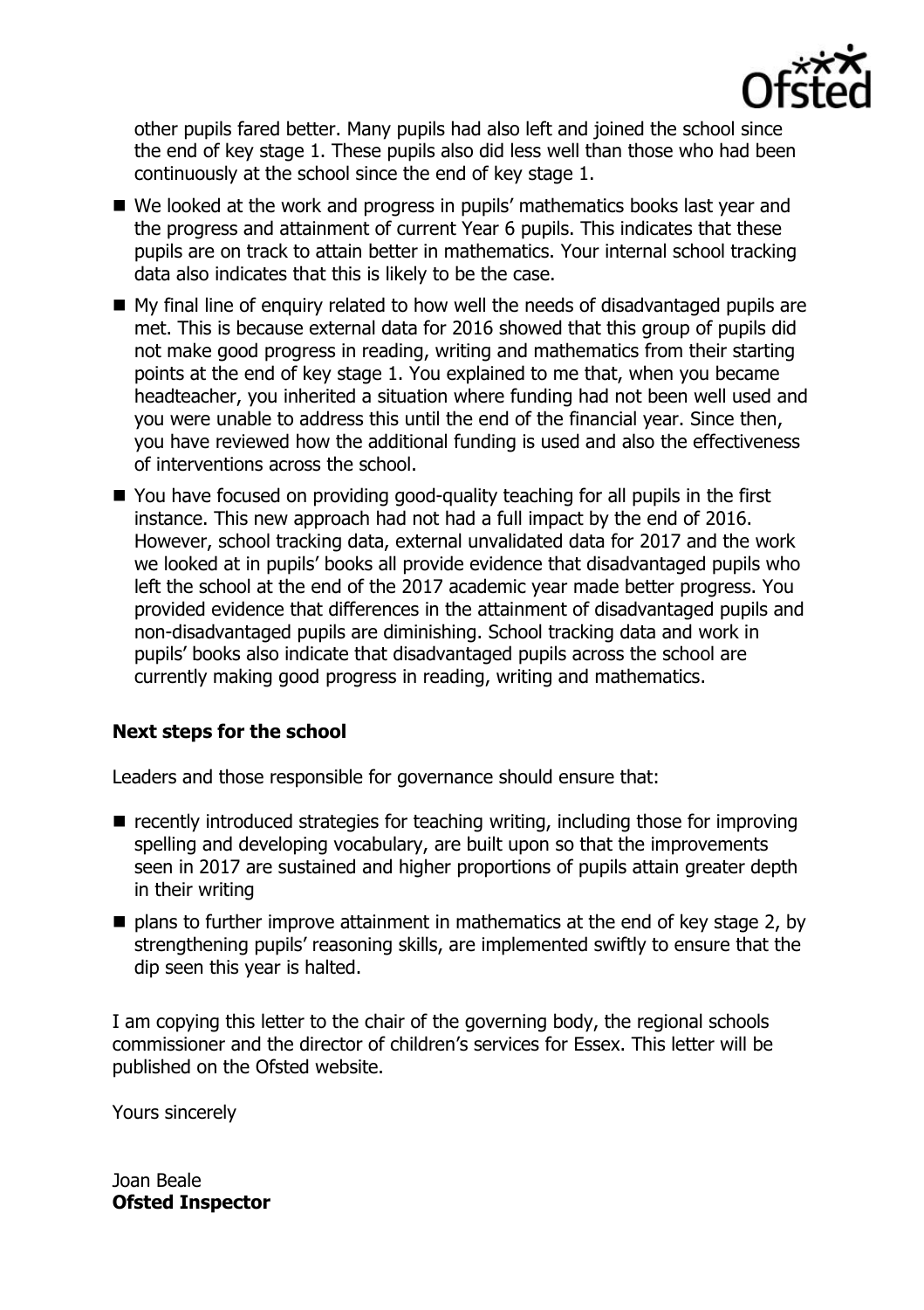other pupils fared better. Many pupils had also left and joined the school since the end of key stage 1. These pupils also did less well than those who had been continuously at the school since the end of key stage 1.

- We looked at the work and progress in pupils' mathematics books last year and the progress and attainment of current Year 6 pupils. This indicates that these pupils are on track to attain better in mathematics. Your internal school tracking data also indicates that this is likely to be the case.
- My final line of enquiry related to how well the needs of disadvantaged pupils are met. This is because external data for 2016 showed that this group of pupils did not make good progress in reading, writing and mathematics from their starting points at the end of key stage 1. You explained to me that, when you became headteacher, you inherited a situation where funding had not been well used and you were unable to address this until the end of the financial year. Since then, you have reviewed how the additional funding is used and also the effectiveness of interventions across the school.
- You have focused on providing good-quality teaching for all pupils in the first instance. This new approach had not had a full impact by the end of 2016. However, school tracking data, external unvalidated data for 2017 and the work we looked at in pupils' books all provide evidence that disadvantaged pupils who left the school at the end of the 2017 academic year made better progress. You provided evidence that differences in the attainment of disadvantaged pupils and non-disadvantaged pupils are diminishing. School tracking data and work in pupils' books also indicate that disadvantaged pupils across the school are currently making good progress in reading, writing and mathematics.

**Next steps for the school**

Leaders and those responsible for governance should ensure that:

- recently introduced strategies for teaching writing, including those for improving spelling and developing vocabulary, are built upon so that the improvements seen in 2017 are sustained and higher proportions of pupils attain greater depth in their writing
- plans to further improve attainment in mathematics at the end of key stage 2, by strengthening pupils' reasoning skills, are implemented swiftly to ensure that the dip seen this year is halted.

I am copying this letter to the chair of the governing body, the regional schools commissioner and the director of children's services for Essex. This letter will be published on the Ofsted website.

Yours sincerely

Joan Beale
**Ofsted Inspector**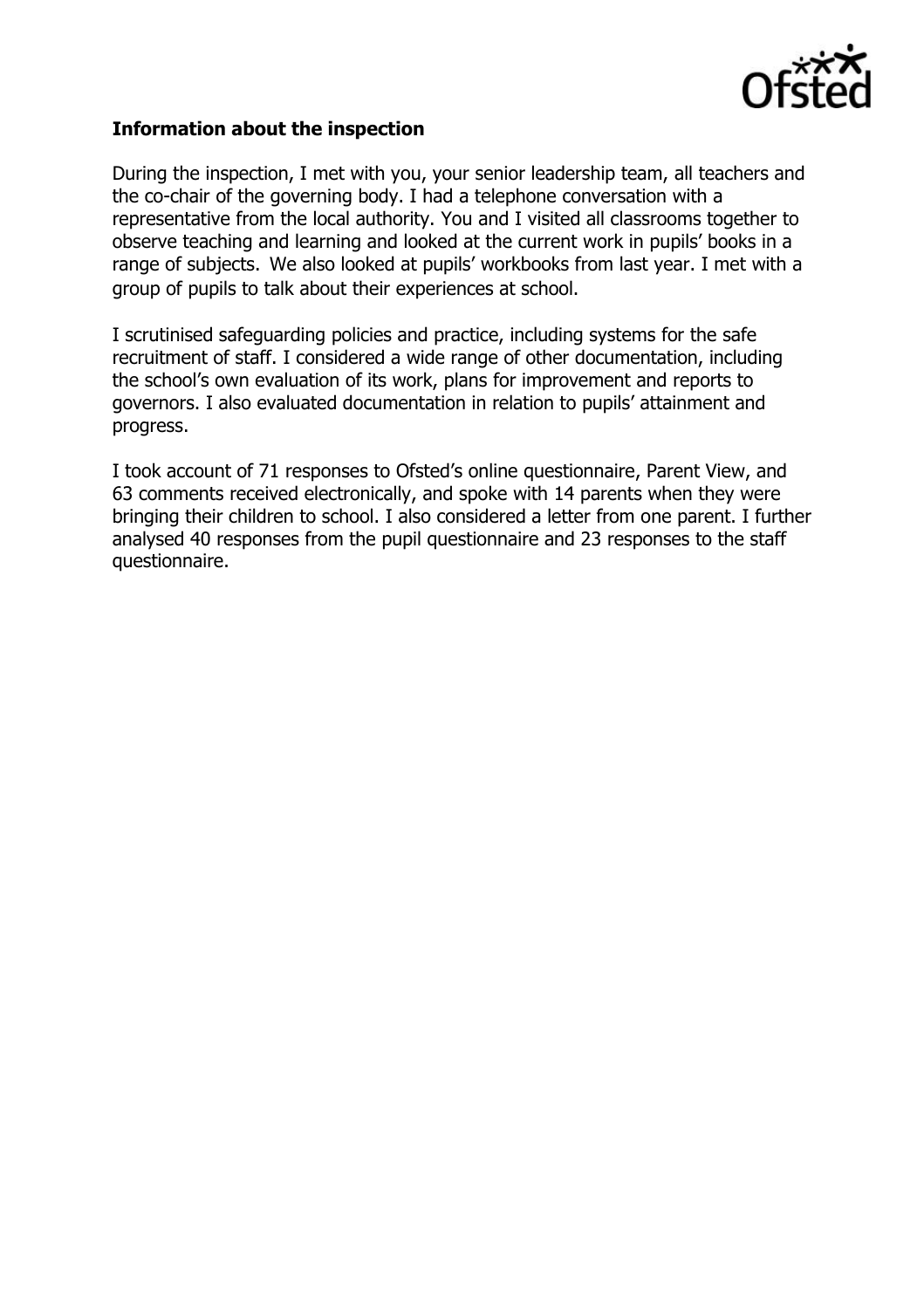**Information about the inspection**

During the inspection, I met with you, your senior leadership team, all teachers and the co-chair of the governing body. I had a telephone conversation with a representative from the local authority. You and I visited all classrooms together to observe teaching and learning and looked at the current work in pupils' books in a range of subjects. We also looked at pupils' workbooks from last year. I met with a group of pupils to talk about their experiences at school.

I scrutinised safeguarding policies and practice, including systems for the safe recruitment of staff. I considered a wide range of other documentation, including the school's own evaluation of its work, plans for improvement and reports to governors. I also evaluated documentation in relation to pupils' attainment and progress.

I took account of 71 responses to Ofsted's online questionnaire, Parent View, and 63 comments received electronically, and spoke with 14 parents when they were bringing their children to school. I also considered a letter from one parent. I further analysed 40 responses from the pupil questionnaire and 23 responses to the staff questionnaire.